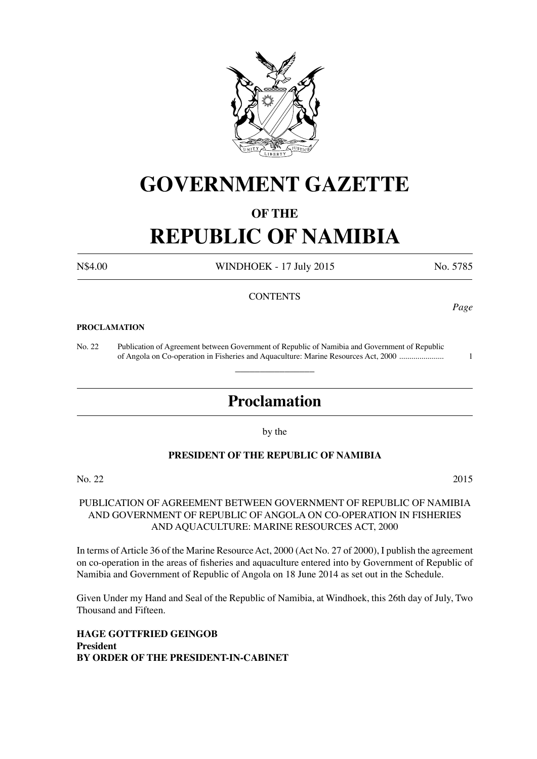# GOVERNMENT GAZETTE

## OF THE

# REPUBLIC OF NAMIBIA

N$4.00 WINDHOEK - 17 July 2015 No. 5785

CONTENTS

*Page*

**PROCLAMATION**

No. 22 Publication of Agreement between Government of Republic of Namibia and Government of Republic of Angola on Co-operation in Fisheries and Aquaculture: Marine Resources Act, 2000 ...................... 1

---

## Proclamation

by the

**PRESIDENT OF THE REPUBLIC OF NAMIBIA**

No. 22 2015

PUBLICATION OF AGREEMENT BETWEEN GOVERNMENT OF REPUBLIC OF NAMIBIA AND GOVERNMENT OF REPUBLIC OF ANGOLA ON CO-OPERATION IN FISHERIES AND AQUACULTURE: MARINE RESOURCES ACT, 2000

In terms of Article 36 of the Marine Resource Act, 2000 (Act No. 27 of 2000), I publish the agreement on co-operation in the areas of fisheries and aquaculture entered into by Government of Republic of Namibia and Government of Republic of Angola on 18 June 2014 as set out in the Schedule.

Given Under my Hand and Seal of the Republic of Namibia, at Windhoek, this 26th day of July, Two Thousand and Fifteen.

**HAGE GOTTFRIED GEINGOB**
**President**
**BY ORDER OF THE PRESIDENT-IN-CABINET**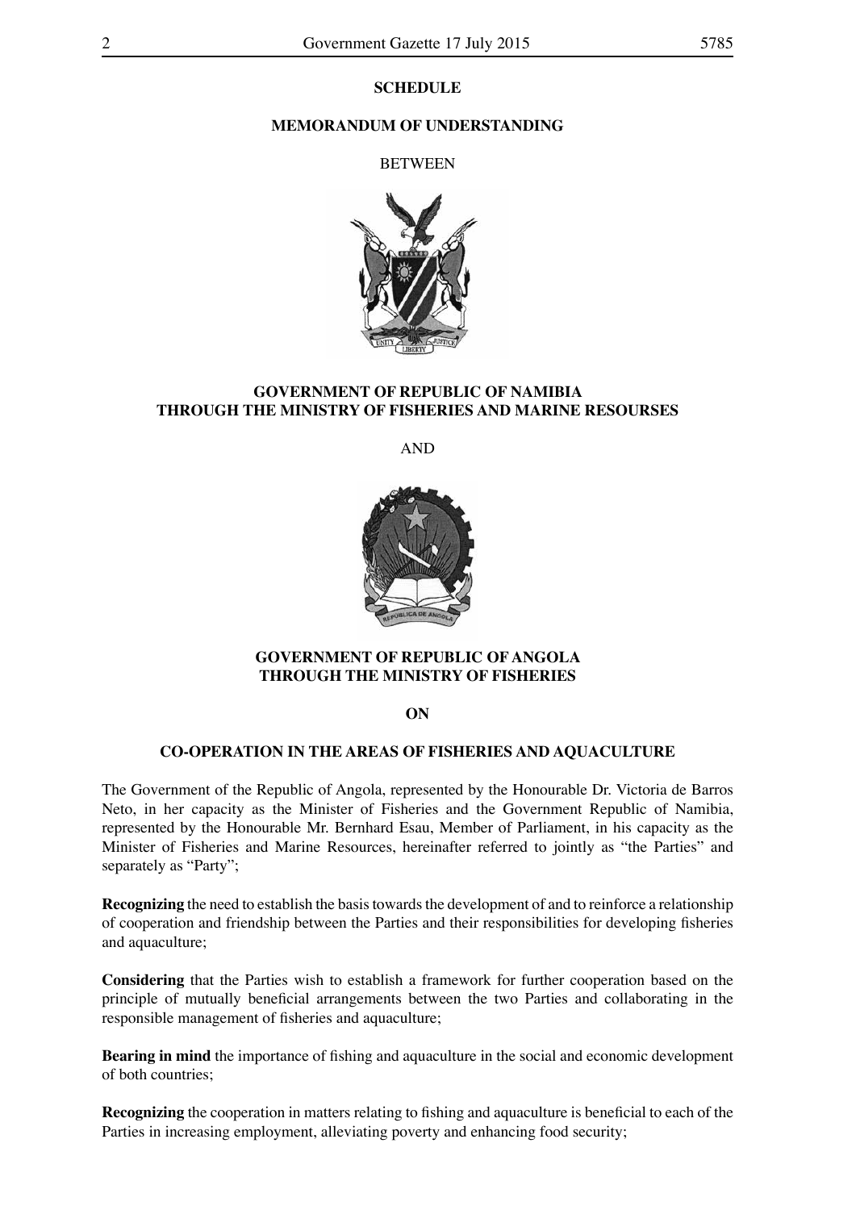**SCHEDULE**

**MEMORANDUM OF UNDERSTANDING**

BETWEEN

**GOVERNMENT OF REPUBLIC OF NAMIBIA THROUGH THE MINISTRY OF FISHERIES AND MARINE RESOURSES**

AND

**GOVERNMENT OF REPUBLIC OF ANGOLA THROUGH THE MINISTRY OF FISHERIES**

**ON**

**CO-OPERATION IN THE AREAS OF FISHERIES AND AQUACULTURE**

The Government of the Republic of Angola, represented by the Honourable Dr. Victoria de Barros Neto, in her capacity as the Minister of Fisheries and the Government Republic of Namibia, represented by the Honourable Mr. Bernhard Esau, Member of Parliament, in his capacity as the Minister of Fisheries and Marine Resources, hereinafter referred to jointly as "the Parties" and separately as "Party";

**Recognizing** the need to establish the basis towards the development of and to reinforce a relationship of cooperation and friendship between the Parties and their responsibilities for developing fisheries and aquaculture;

**Considering** that the Parties wish to establish a framework for further cooperation based on the principle of mutually beneficial arrangements between the two Parties and collaborating in the responsible management of fisheries and aquaculture;

**Bearing in mind** the importance of fishing and aquaculture in the social and economic development of both countries;

**Recognizing** the cooperation in matters relating to fishing and aquaculture is beneficial to each of the Parties in increasing employment, alleviating poverty and enhancing food security;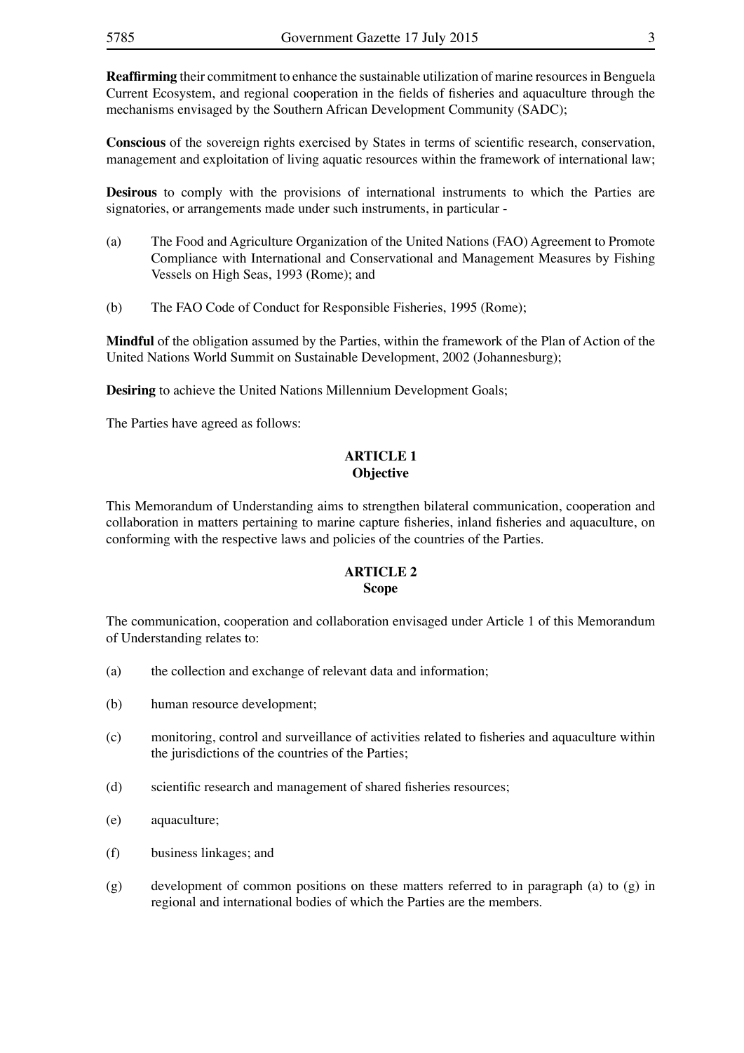**Reaffirming** their commitment to enhance the sustainable utilization of marine resources in Benguela Current Ecosystem, and regional cooperation in the fields of fisheries and aquaculture through the mechanisms envisaged by the Southern African Development Community (SADC);

**Conscious** of the sovereign rights exercised by States in terms of scientific research, conservation, management and exploitation of living aquatic resources within the framework of international law;

**Desirous** to comply with the provisions of international instruments to which the Parties are signatories, or arrangements made under such instruments, in particular -

(a) The Food and Agriculture Organization of the United Nations (FAO) Agreement to Promote Compliance with International and Conservational and Management Measures by Fishing Vessels on High Seas, 1993 (Rome); and

(b) The FAO Code of Conduct for Responsible Fisheries, 1995 (Rome);

**Mindful** of the obligation assumed by the Parties, within the framework of the Plan of Action of the United Nations World Summit on Sustainable Development, 2002 (Johannesburg);

**Desiring** to achieve the United Nations Millennium Development Goals;

The Parties have agreed as follows:

## ARTICLE 1
## Objective

This Memorandum of Understanding aims to strengthen bilateral communication, cooperation and collaboration in matters pertaining to marine capture fisheries, inland fisheries and aquaculture, on conforming with the respective laws and policies of the countries of the Parties.

## ARTICLE 2
## Scope

The communication, cooperation and collaboration envisaged under Article 1 of this Memorandum of Understanding relates to:

(a) the collection and exchange of relevant data and information;

(b) human resource development;

(c) monitoring, control and surveillance of activities related to fisheries and aquaculture within the jurisdictions of the countries of the Parties;

(d) scientific research and management of shared fisheries resources;

(e) aquaculture;

(f) business linkages; and

(g) development of common positions on these matters referred to in paragraph (a) to (g) in regional and international bodies of which the Parties are the members.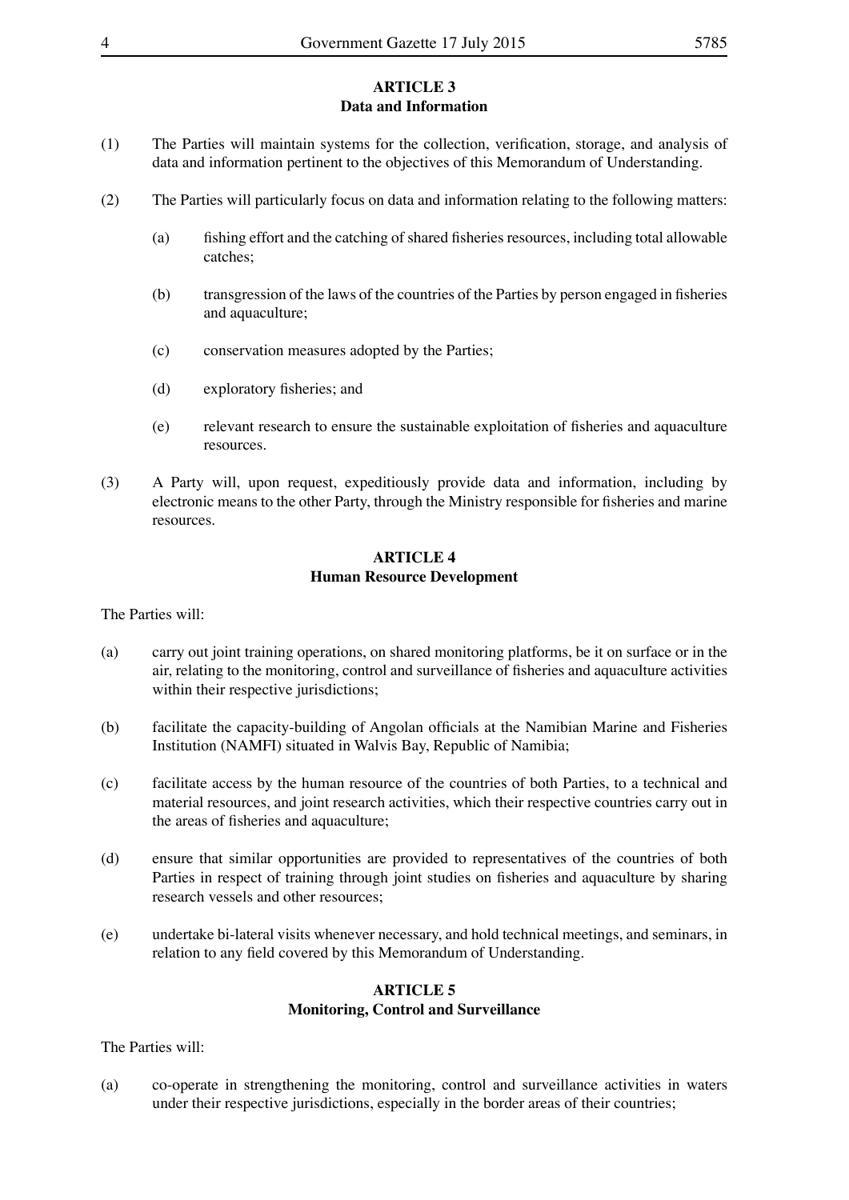**ARTICLE 3**
**Data and Information**

(1) The Parties will maintain systems for the collection, verification, storage, and analysis of data and information pertinent to the objectives of this Memorandum of Understanding.

(2) The Parties will particularly focus on data and information relating to the following matters:

  (a) fishing effort and the catching of shared fisheries resources, including total allowable catches;

  (b) transgression of the laws of the countries of the Parties by person engaged in fisheries and aquaculture;

  (c) conservation measures adopted by the Parties;

  (d) exploratory fisheries; and

  (e) relevant research to ensure the sustainable exploitation of fisheries and aquaculture resources.

(3) A Party will, upon request, expeditiously provide data and information, including by electronic means to the other Party, through the Ministry responsible for fisheries and marine resources.

**ARTICLE 4**
**Human Resource Development**

The Parties will:

(a) carry out joint training operations, on shared monitoring platforms, be it on surface or in the air, relating to the monitoring, control and surveillance of fisheries and aquaculture activities within their respective jurisdictions;

(b) facilitate the capacity-building of Angolan officials at the Namibian Marine and Fisheries Institution (NAMFI) situated in Walvis Bay, Republic of Namibia;

(c) facilitate access by the human resource of the countries of both Parties, to a technical and material resources, and joint research activities, which their respective countries carry out in the areas of fisheries and aquaculture;

(d) ensure that similar opportunities are provided to representatives of the countries of both Parties in respect of training through joint studies on fisheries and aquaculture by sharing research vessels and other resources;

(e) undertake bi-lateral visits whenever necessary, and hold technical meetings, and seminars, in relation to any field covered by this Memorandum of Understanding.

**ARTICLE 5**
**Monitoring, Control and Surveillance**

The Parties will:

(a) co-operate in strengthening the monitoring, control and surveillance activities in waters under their respective jurisdictions, especially in the border areas of their countries;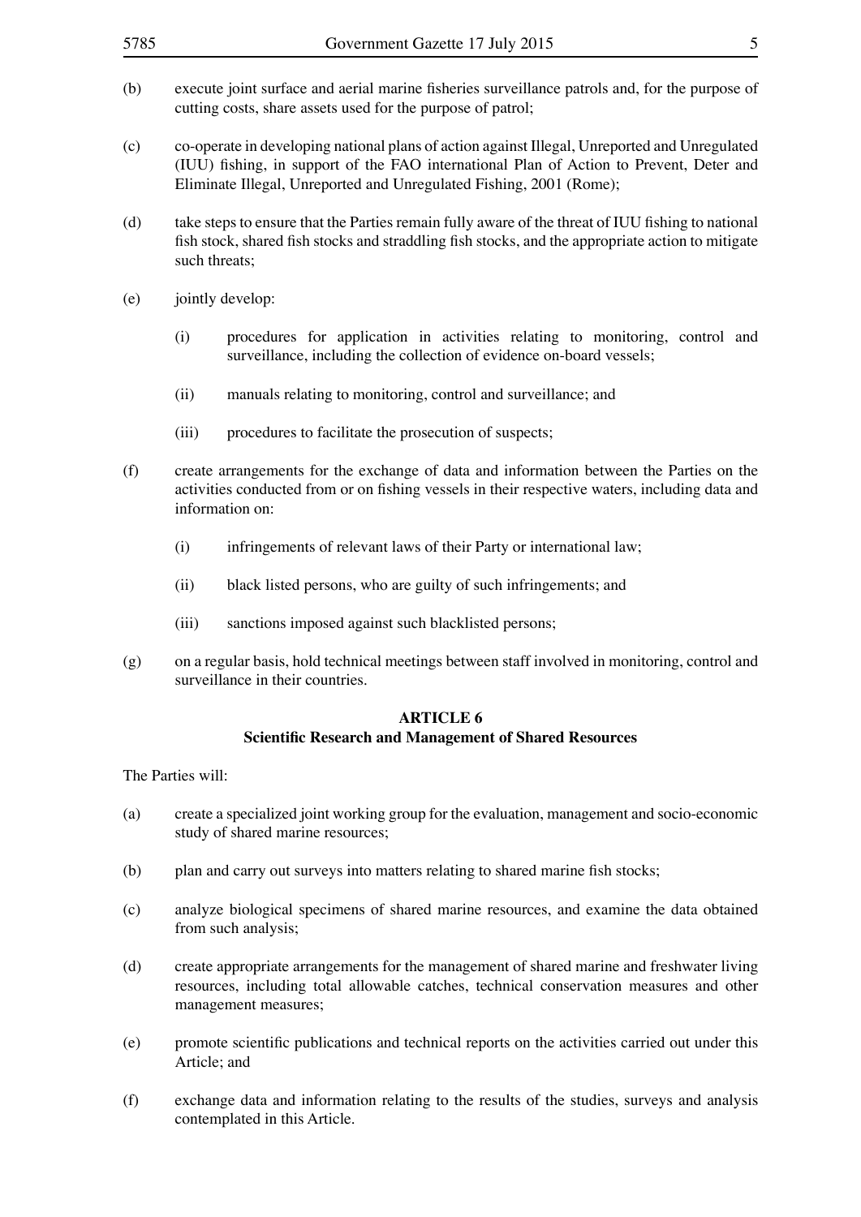(b) execute joint surface and aerial marine fisheries surveillance patrols and, for the purpose of cutting costs, share assets used for the purpose of patrol;

(c) co-operate in developing national plans of action against Illegal, Unreported and Unregulated (IUU) fishing, in support of the FAO international Plan of Action to Prevent, Deter and Eliminate Illegal, Unreported and Unregulated Fishing, 2001 (Rome);

(d) take steps to ensure that the Parties remain fully aware of the threat of IUU fishing to national fish stock, shared fish stocks and straddling fish stocks, and the appropriate action to mitigate such threats;

(e) jointly develop:

  (i) procedures for application in activities relating to monitoring, control and surveillance, including the collection of evidence on-board vessels;

  (ii) manuals relating to monitoring, control and surveillance; and

  (iii) procedures to facilitate the prosecution of suspects;

(f) create arrangements for the exchange of data and information between the Parties on the activities conducted from or on fishing vessels in their respective waters, including data and information on:

  (i) infringements of relevant laws of their Party or international law;

  (ii) black listed persons, who are guilty of such infringements; and

  (iii) sanctions imposed against such blacklisted persons;

(g) on a regular basis, hold technical meetings between staff involved in monitoring, control and surveillance in their countries.

## ARTICLE 6
## Scientific Research and Management of Shared Resources

The Parties will:

(a) create a specialized joint working group for the evaluation, management and socio-economic study of shared marine resources;

(b) plan and carry out surveys into matters relating to shared marine fish stocks;

(c) analyze biological specimens of shared marine resources, and examine the data obtained from such analysis;

(d) create appropriate arrangements for the management of shared marine and freshwater living resources, including total allowable catches, technical conservation measures and other management measures;

(e) promote scientific publications and technical reports on the activities carried out under this Article; and

(f) exchange data and information relating to the results of the studies, surveys and analysis contemplated in this Article.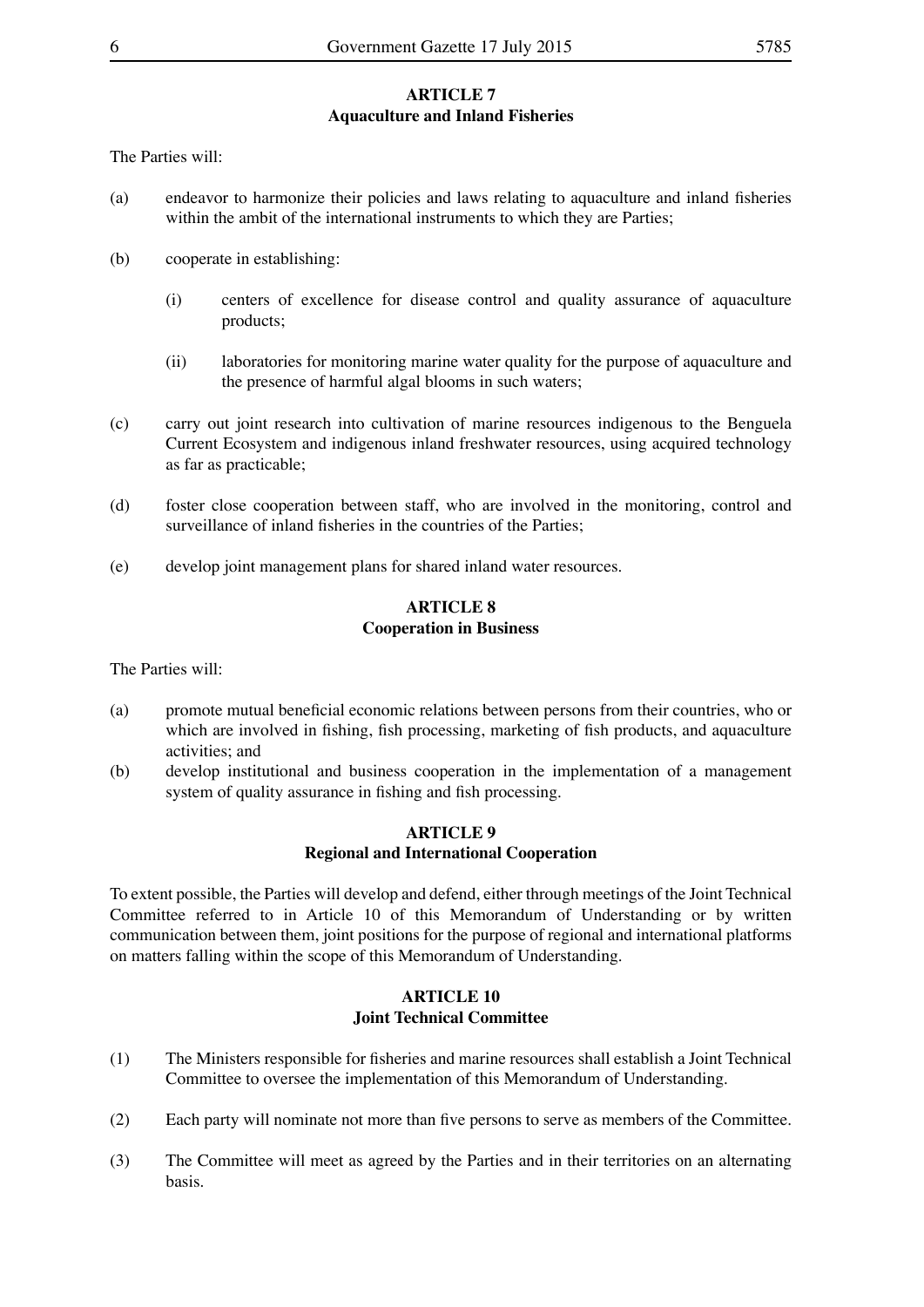## ARTICLE 7
## Aquaculture and Inland Fisheries

The Parties will:

(a) endeavor to harmonize their policies and laws relating to aquaculture and inland fisheries within the ambit of the international instruments to which they are Parties;

(b) cooperate in establishing:

  (i) centers of excellence for disease control and quality assurance of aquaculture products;

  (ii) laboratories for monitoring marine water quality for the purpose of aquaculture and the presence of harmful algal blooms in such waters;

(c) carry out joint research into cultivation of marine resources indigenous to the Benguela Current Ecosystem and indigenous inland freshwater resources, using acquired technology as far as practicable;

(d) foster close cooperation between staff, who are involved in the monitoring, control and surveillance of inland fisheries in the countries of the Parties;

(e) develop joint management plans for shared inland water resources.

## ARTICLE 8
## Cooperation in Business

The Parties will:

(a) promote mutual beneficial economic relations between persons from their countries, who or which are involved in fishing, fish processing, marketing of fish products, and aquaculture activities; and

(b) develop institutional and business cooperation in the implementation of a management system of quality assurance in fishing and fish processing.

## ARTICLE 9
## Regional and International Cooperation

To extent possible, the Parties will develop and defend, either through meetings of the Joint Technical Committee referred to in Article 10 of this Memorandum of Understanding or by written communication between them, joint positions for the purpose of regional and international platforms on matters falling within the scope of this Memorandum of Understanding.

## ARTICLE 10
## Joint Technical Committee

(1) The Ministers responsible for fisheries and marine resources shall establish a Joint Technical Committee to oversee the implementation of this Memorandum of Understanding.

(2) Each party will nominate not more than five persons to serve as members of the Committee.

(3) The Committee will meet as agreed by the Parties and in their territories on an alternating basis.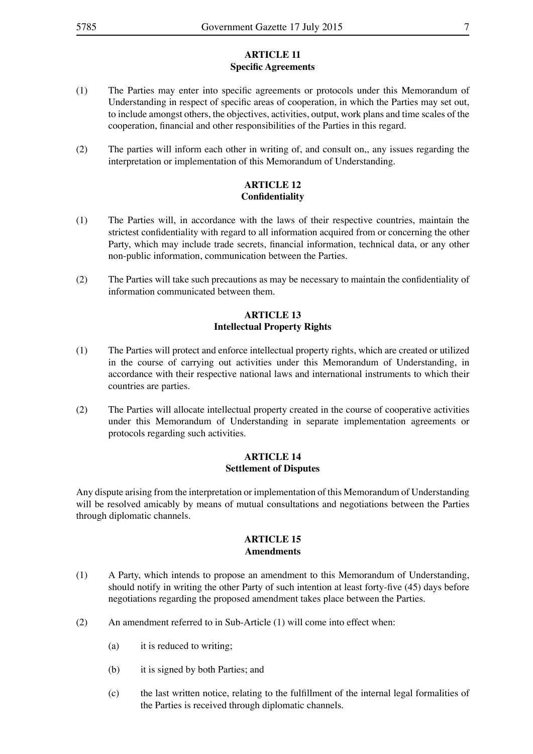**ARTICLE 11**
**Specific Agreements**

(1) The Parties may enter into specific agreements or protocols under this Memorandum of Understanding in respect of specific areas of cooperation, in which the Parties may set out, to include amongst others, the objectives, activities, output, work plans and time scales of the cooperation, financial and other responsibilities of the Parties in this regard.

(2) The parties will inform each other in writing of, and consult on,, any issues regarding the interpretation or implementation of this Memorandum of Understanding.

**ARTICLE 12**
**Confidentiality**

(1) The Parties will, in accordance with the laws of their respective countries, maintain the strictest confidentiality with regard to all information acquired from or concerning the other Party, which may include trade secrets, financial information, technical data, or any other non-public information, communication between the Parties.

(2) The Parties will take such precautions as may be necessary to maintain the confidentiality of information communicated between them.

**ARTICLE 13**
**Intellectual Property Rights**

(1) The Parties will protect and enforce intellectual property rights, which are created or utilized in the course of carrying out activities under this Memorandum of Understanding, in accordance with their respective national laws and international instruments to which their countries are parties.

(2) The Parties will allocate intellectual property created in the course of cooperative activities under this Memorandum of Understanding in separate implementation agreements or protocols regarding such activities.

**ARTICLE 14**
**Settlement of Disputes**

Any dispute arising from the interpretation or implementation of this Memorandum of Understanding will be resolved amicably by means of mutual consultations and negotiations between the Parties through diplomatic channels.

**ARTICLE 15**
**Amendments**

(1) A Party, which intends to propose an amendment to this Memorandum of Understanding, should notify in writing the other Party of such intention at least forty-five (45) days before negotiations regarding the proposed amendment takes place between the Parties.

(2) An amendment referred to in Sub-Article (1) will come into effect when:

(a) it is reduced to writing;

(b) it is signed by both Parties; and

(c) the last written notice, relating to the fulfillment of the internal legal formalities of the Parties is received through diplomatic channels.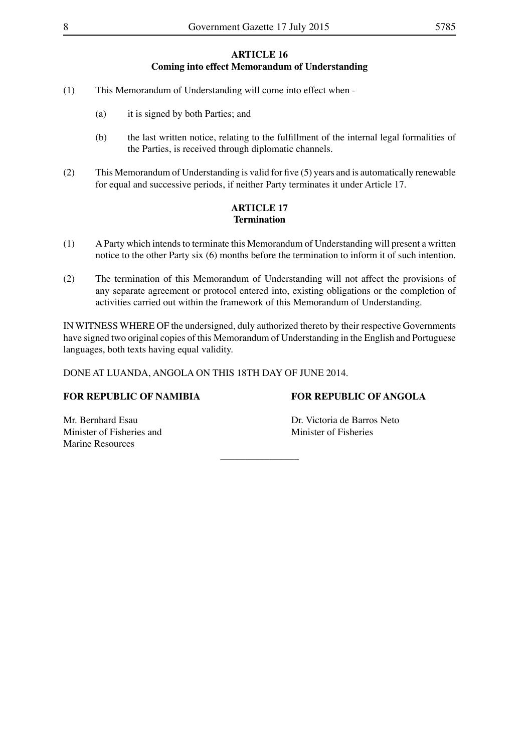## ARTICLE 16
## Coming into effect Memorandum of Understanding

(1) This Memorandum of Understanding will come into effect when -

(a) it is signed by both Parties; and

(b) the last written notice, relating to the fulfillment of the internal legal formalities of the Parties, is received through diplomatic channels.

(2) This Memorandum of Understanding is valid for five (5) years and is automatically renewable for equal and successive periods, if neither Party terminates it under Article 17.

## ARTICLE 17
## Termination

(1) A Party which intends to terminate this Memorandum of Understanding will present a written notice to the other Party six (6) months before the termination to inform it of such intention.

(2) The termination of this Memorandum of Understanding will not affect the provisions of any separate agreement or protocol entered into, existing obligations or the completion of activities carried out within the framework of this Memorandum of Understanding.

IN WITNESS WHERE OF the undersigned, duly authorized thereto by their respective Governments have signed two original copies of this Memorandum of Understanding in the English and Portuguese languages, both texts having equal validity.

DONE AT LUANDA, ANGOLA ON THIS 18TH DAY OF JUNE 2014.

**FOR REPUBLIC OF NAMIBIA**

Mr. Bernhard Esau
Minister of Fisheries and
Marine Resources

**FOR REPUBLIC OF ANGOLA**

Dr. Victoria de Barros Neto
Minister of Fisheries

________________